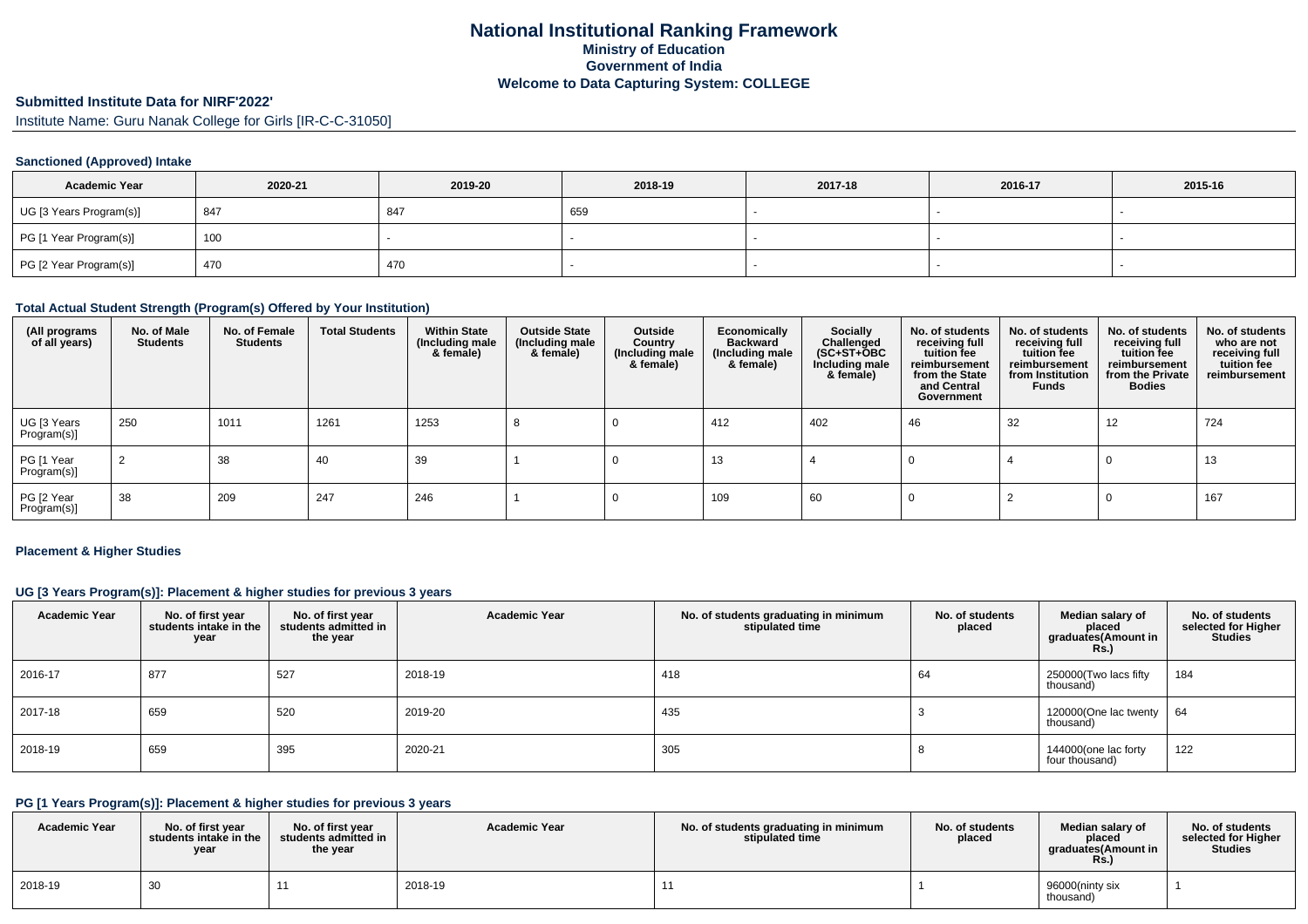# National Institutional Ranking Framework
## Ministry of Education
## Government of India
## Welcome to Data Capturing System: COLLEGE

### Submitted Institute Data for NIRF'2022'

Institute Name: Guru Nanak College for Girls [IR-C-C-31050]

#### Sanctioned (Approved) Intake

| Academic Year | 2020-21 | 2019-20 | 2018-19 | 2017-18 | 2016-17 | 2015-16 |
|---|---|---|---|---|---|---|
| UG [3 Years Program(s)] | 847 | 847 | 659 | - | - | - |
| PG [1 Year Program(s)] | 100 | - | - | - | - | - |
| PG [2 Year Program(s)] | 470 | 470 | - | - | - | - |

#### Total Actual Student Strength (Program(s) Offered by Your Institution)

| (All programs of all years) | No. of Male Students | No. of Female Students | Total Students | Within State (Including male & female) | Outside State (Including male & female) | Outside Country (Including male & female) | Economically Backward (Including male & female) | Socially Challenged (SC+ST+OBC Including male & female) | No. of students receiving full tuition fee reimbursement from the State and Central Government | No. of students receiving full tuition fee reimbursement from Institution Funds | No. of students receiving full tuition fee reimbursement from the Private Bodies | No. of students who are not receiving full tuition fee reimbursement |
|---|---|---|---|---|---|---|---|---|---|---|---|---|
| UG [3 Years Program(s)] | 250 | 1011 | 1261 | 1253 | 8 | 0 | 412 | 402 | 46 | 32 | 12 | 724 |
| PG [1 Year Program(s)] | 2 | 38 | 40 | 39 | 1 | 0 | 13 | 4 | 0 | 4 | 0 | 13 |
| PG [2 Year Program(s)] | 38 | 209 | 247 | 246 | 1 | 0 | 109 | 60 | 0 | 2 | 0 | 167 |

#### Placement & Higher Studies

#### UG [3 Years Program(s)]: Placement & higher studies for previous 3 years

| Academic Year | No. of first year students intake in the year | No. of first year students admitted in the year | Academic Year | No. of students graduating in minimum stipulated time | No. of students placed | Median salary of placed graduates(Amount in Rs.) | No. of students selected for Higher Studies |
|---|---|---|---|---|---|---|---|
| 2016-17 | 877 | 527 | 2018-19 | 418 | 64 | 250000(Two lacs fifty thousand) | 184 |
| 2017-18 | 659 | 520 | 2019-20 | 435 | 3 | 120000(One lac twenty thousand) | 64 |
| 2018-19 | 659 | 395 | 2020-21 | 305 | 8 | 144000(one lac forty four thousand) | 122 |

#### PG [1 Years Program(s)]: Placement & higher studies for previous 3 years

| Academic Year | No. of first year students intake in the year | No. of first year students admitted in the year | Academic Year | No. of students graduating in minimum stipulated time | No. of students placed | Median salary of placed graduates(Amount in Rs.) | No. of students selected for Higher Studies |
|---|---|---|---|---|---|---|---|
| 2018-19 | 30 | 11 | 2018-19 | 11 | 1 | 96000(ninty six thousand) | 1 |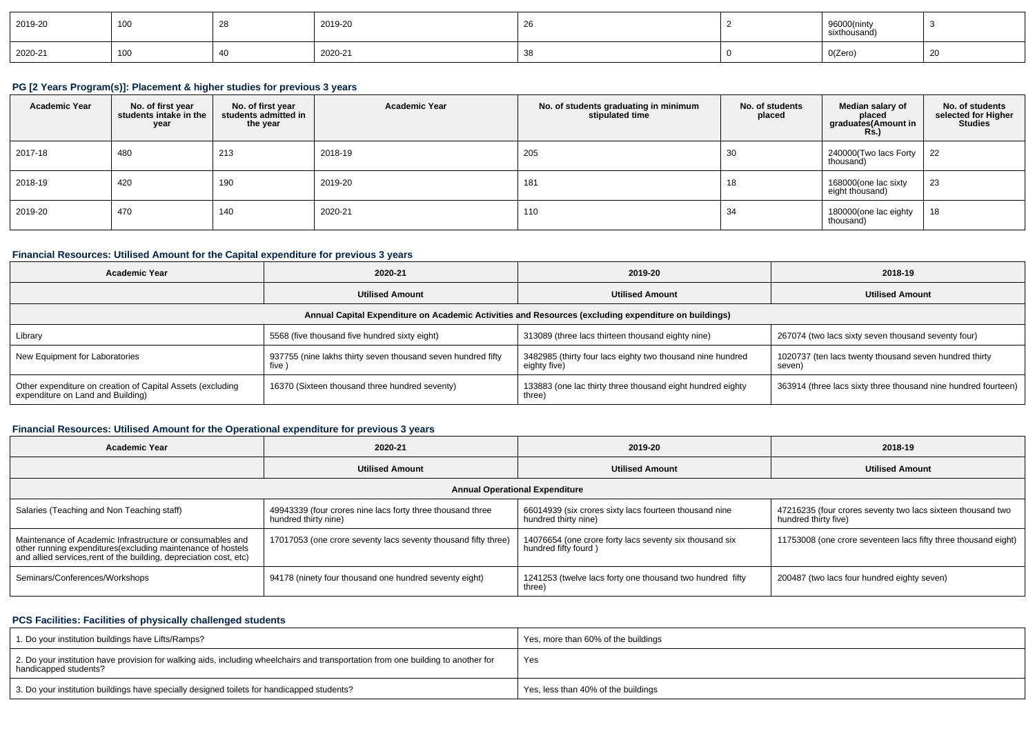| 2019-20 | 100 | 28 | 2019-20 | 26 | 2 | 96000(ninty sixthousand) | 3 |
|---|---|---|---|---|---|---|---|
| 2020-21 | 100 | 40 | 2020-21 | 38 | 0 | 0(Zero) | 20 |

### PG [2 Years Program(s)]: Placement & higher studies for previous 3 years

| Academic Year | No. of first year students intake in the year | No. of first year students admitted in the year | Academic Year | No. of students graduating in minimum stipulated time | No. of students placed | Median salary of placed graduates(Amount in Rs.) | No. of students selected for Higher Studies |
|---|---|---|---|---|---|---|---|
| 2017-18 | 480 | 213 | 2018-19 | 205 | 30 | 240000(Two lacs Forty thousand) | 22 |
| 2018-19 | 420 | 190 | 2019-20 | 181 | 18 | 168000(one lac sixty eight thousand) | 23 |
| 2019-20 | 470 | 140 | 2020-21 | 110 | 34 | 180000(one lac eighty thousand) | 18 |

### Financial Resources: Utilised Amount for the Capital expenditure for previous 3 years

| Academic Year | 2020-21 | 2019-20 | 2018-19 |
|---|---|---|---|
| | Utilised Amount | Utilised Amount | Utilised Amount |
| Annual Capital Expenditure on Academic Activities and Resources (excluding expenditure on buildings) | | | |
| Library | 5568 (five thousand five hundred sixty eight) | 313089 (three lacs thirteen thousand eighty nine) | 267074 (two lacs sixty seven thousand seventy four) |
| New Equipment for Laboratories | 937755 (nine lakhs thirty seven thousand seven hundred fifty five ) | 3482985 (thirty four lacs eighty two thousand nine hundred eighty five) | 1020737 (ten lacs twenty thousand seven hundred thirty seven) |
| Other expenditure on creation of Capital Assets (excluding expenditure on Land and Building) | 16370 (Sixteen thousand three hundred seventy) | 133883 (one lac thirty three thousand eight hundred eighty three) | 363914 (three lacs sixty three thousand nine hundred fourteen) |

### Financial Resources: Utilised Amount for the Operational expenditure for previous 3 years

| Academic Year | 2020-21 | 2019-20 | 2018-19 |
|---|---|---|---|
| | Utilised Amount | Utilised Amount | Utilised Amount |
| Annual Operational Expenditure | | | |
| Salaries (Teaching and Non Teaching staff) | 49943339 (four crores nine lacs forty three thousand three hundred thirty nine) | 66014939 (six crores sixty lacs fourteen thousand nine hundred thirty nine) | 47216235 (four crores seventy two lacs sixteen thousand two hundred thirty five) |
| Maintenance of Academic Infrastructure or consumables and other running expenditures(excluding maintenance of hostels and allied services,rent of the building, depreciation cost, etc) | 17017053 (one crore seventy lacs seventy thousand fifty three) | 14076654 (one crore forty lacs seventy six thousand six hundred fifty fourd ) | 11753008 (one crore seventeen lacs fifty three thousand eight) |
| Seminars/Conferences/Workshops | 94178 (ninety four thousand one hundred seventy eight) | 1241253 (twelve lacs forty one thousand two hundred fifty three) | 200487 (two lacs four hundred eighty seven) |

### PCS Facilities: Facilities of physically challenged students

| | |
|---|---|
| 1. Do your institution buildings have Lifts/Ramps? | Yes, more than 60% of the buildings |
| 2. Do your institution have provision for walking aids, including wheelchairs and transportation from one building to another for handicapped students? | Yes |
| 3. Do your institution buildings have specially designed toilets for handicapped students? | Yes, less than 40% of the buildings |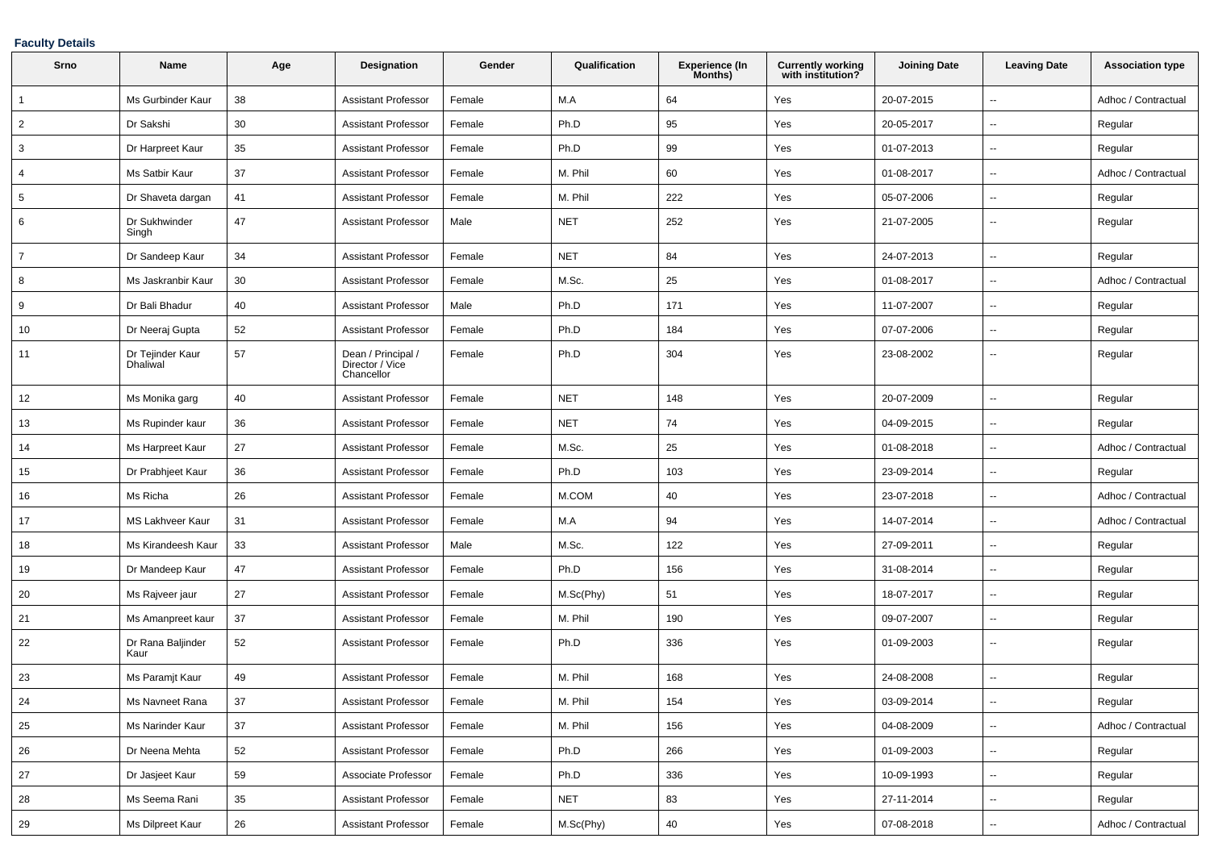**Faculty Details**

| Srno | Name | Age | Designation | Gender | Qualification | Experience (In Months) | Currently working with institution? | Joining Date | Leaving Date | Association type |
|---|---|---|---|---|---|---|---|---|---|---|
| 1 | Ms Gurbinder Kaur | 38 | Assistant Professor | Female | M.A | 64 | Yes | 20-07-2015 | -- | Adhoc / Contractual |
| 2 | Dr Sakshi | 30 | Assistant Professor | Female | Ph.D | 95 | Yes | 20-05-2017 | -- | Regular |
| 3 | Dr Harpreet Kaur | 35 | Assistant Professor | Female | Ph.D | 99 | Yes | 01-07-2013 | -- | Regular |
| 4 | Ms Satbir Kaur | 37 | Assistant Professor | Female | M. Phil | 60 | Yes | 01-08-2017 | -- | Adhoc / Contractual |
| 5 | Dr Shaveta dargan | 41 | Assistant Professor | Female | M. Phil | 222 | Yes | 05-07-2006 | -- | Regular |
| 6 | Dr Sukhwinder Singh | 47 | Assistant Professor | Male | NET | 252 | Yes | 21-07-2005 | -- | Regular |
| 7 | Dr Sandeep Kaur | 34 | Assistant Professor | Female | NET | 84 | Yes | 24-07-2013 | -- | Regular |
| 8 | Ms Jaskranbir Kaur | 30 | Assistant Professor | Female | M.Sc. | 25 | Yes | 01-08-2017 | -- | Adhoc / Contractual |
| 9 | Dr Bali Bhadur | 40 | Assistant Professor | Male | Ph.D | 171 | Yes | 11-07-2007 | -- | Regular |
| 10 | Dr Neeraj Gupta | 52 | Assistant Professor | Female | Ph.D | 184 | Yes | 07-07-2006 | -- | Regular |
| 11 | Dr Tejinder Kaur Dhaliwal | 57 | Dean / Principal / Director / Vice Chancellor | Female | Ph.D | 304 | Yes | 23-08-2002 | -- | Regular |
| 12 | Ms Monika garg | 40 | Assistant Professor | Female | NET | 148 | Yes | 20-07-2009 | -- | Regular |
| 13 | Ms Rupinder kaur | 36 | Assistant Professor | Female | NET | 74 | Yes | 04-09-2015 | -- | Regular |
| 14 | Ms Harpreet Kaur | 27 | Assistant Professor | Female | M.Sc. | 25 | Yes | 01-08-2018 | -- | Adhoc / Contractual |
| 15 | Dr Prabhjeet Kaur | 36 | Assistant Professor | Female | Ph.D | 103 | Yes | 23-09-2014 | -- | Regular |
| 16 | Ms Richa | 26 | Assistant Professor | Female | M.COM | 40 | Yes | 23-07-2018 | -- | Adhoc / Contractual |
| 17 | MS Lakhveer Kaur | 31 | Assistant Professor | Female | M.A | 94 | Yes | 14-07-2014 | -- | Adhoc / Contractual |
| 18 | Ms Kirandeesh Kaur | 33 | Assistant Professor | Male | M.Sc. | 122 | Yes | 27-09-2011 | -- | Regular |
| 19 | Dr Mandeep Kaur | 47 | Assistant Professor | Female | Ph.D | 156 | Yes | 31-08-2014 | -- | Regular |
| 20 | Ms Rajveer jaur | 27 | Assistant Professor | Female | M.Sc(Phy) | 51 | Yes | 18-07-2017 | -- | Regular |
| 21 | Ms Amanpreet kaur | 37 | Assistant Professor | Female | M. Phil | 190 | Yes | 09-07-2007 | -- | Regular |
| 22 | Dr Rana Baljinder Kaur | 52 | Assistant Professor | Female | Ph.D | 336 | Yes | 01-09-2003 | -- | Regular |
| 23 | Ms Paramjt Kaur | 49 | Assistant Professor | Female | M. Phil | 168 | Yes | 24-08-2008 | -- | Regular |
| 24 | Ms Navneet Rana | 37 | Assistant Professor | Female | M. Phil | 154 | Yes | 03-09-2014 | -- | Regular |
| 25 | Ms Narinder Kaur | 37 | Assistant Professor | Female | M. Phil | 156 | Yes | 04-08-2009 | -- | Adhoc / Contractual |
| 26 | Dr Neena Mehta | 52 | Assistant Professor | Female | Ph.D | 266 | Yes | 01-09-2003 | -- | Regular |
| 27 | Dr Jasjeet Kaur | 59 | Associate Professor | Female | Ph.D | 336 | Yes | 10-09-1993 | -- | Regular |
| 28 | Ms Seema Rani | 35 | Assistant Professor | Female | NET | 83 | Yes | 27-11-2014 | -- | Regular |
| 29 | Ms Dilpreet Kaur | 26 | Assistant Professor | Female | M.Sc(Phy) | 40 | Yes | 07-08-2018 | -- | Adhoc / Contractual |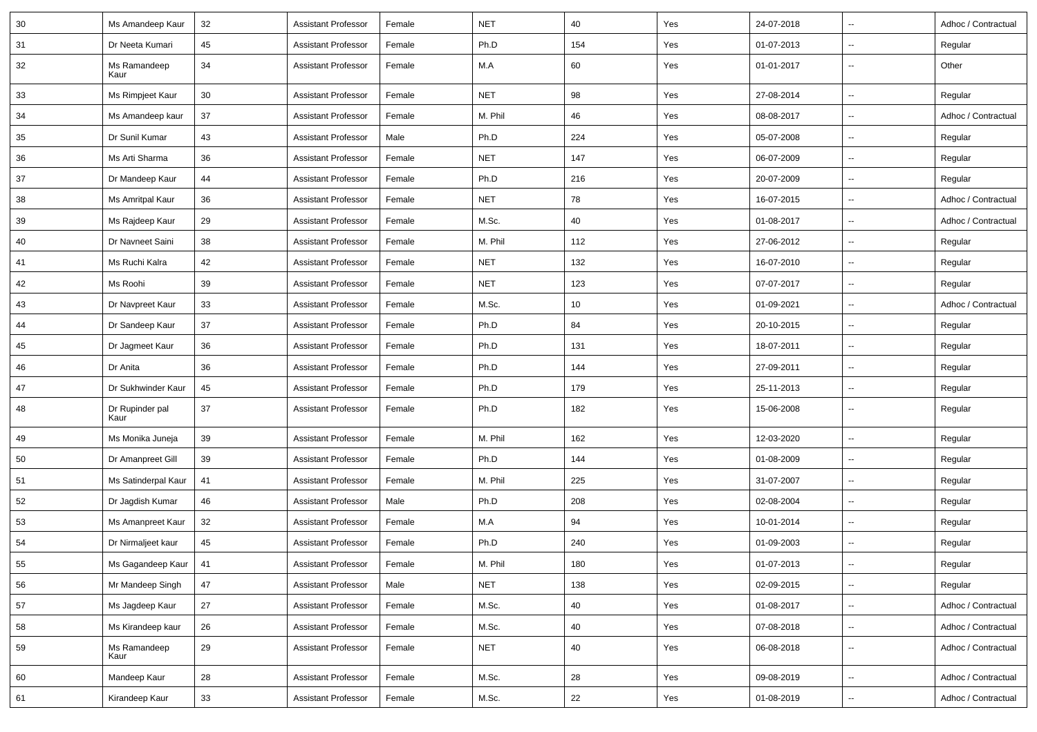| 30 | Ms Amandeep Kaur | 32 | Assistant Professor | Female | NET | 40 | Yes | 24-07-2018 | -- | Adhoc / Contractual |
|---|---|---|---|---|---|---|---|---|---|---|
| 31 | Dr Neeta Kumari | 45 | Assistant Professor | Female | Ph.D | 154 | Yes | 01-07-2013 | -- | Regular |
| 32 | Ms Ramandeep Kaur | 34 | Assistant Professor | Female | M.A | 60 | Yes | 01-01-2017 | -- | Other |
| 33 | Ms Rimpjeet Kaur | 30 | Assistant Professor | Female | NET | 98 | Yes | 27-08-2014 | -- | Regular |
| 34 | Ms Amandeep kaur | 37 | Assistant Professor | Female | M. Phil | 46 | Yes | 08-08-2017 | -- | Adhoc / Contractual |
| 35 | Dr Sunil Kumar | 43 | Assistant Professor | Male | Ph.D | 224 | Yes | 05-07-2008 | -- | Regular |
| 36 | Ms Arti Sharma | 36 | Assistant Professor | Female | NET | 147 | Yes | 06-07-2009 | -- | Regular |
| 37 | Dr Mandeep Kaur | 44 | Assistant Professor | Female | Ph.D | 216 | Yes | 20-07-2009 | -- | Regular |
| 38 | Ms Amritpal Kaur | 36 | Assistant Professor | Female | NET | 78 | Yes | 16-07-2015 | -- | Adhoc / Contractual |
| 39 | Ms Rajdeep Kaur | 29 | Assistant Professor | Female | M.Sc. | 40 | Yes | 01-08-2017 | -- | Adhoc / Contractual |
| 40 | Dr Navneet Saini | 38 | Assistant Professor | Female | M. Phil | 112 | Yes | 27-06-2012 | -- | Regular |
| 41 | Ms Ruchi Kalra | 42 | Assistant Professor | Female | NET | 132 | Yes | 16-07-2010 | -- | Regular |
| 42 | Ms Roohi | 39 | Assistant Professor | Female | NET | 123 | Yes | 07-07-2017 | -- | Regular |
| 43 | Dr Navpreet Kaur | 33 | Assistant Professor | Female | M.Sc. | 10 | Yes | 01-09-2021 | -- | Adhoc / Contractual |
| 44 | Dr Sandeep Kaur | 37 | Assistant Professor | Female | Ph.D | 84 | Yes | 20-10-2015 | -- | Regular |
| 45 | Dr Jagmeet Kaur | 36 | Assistant Professor | Female | Ph.D | 131 | Yes | 18-07-2011 | -- | Regular |
| 46 | Dr Anita | 36 | Assistant Professor | Female | Ph.D | 144 | Yes | 27-09-2011 | -- | Regular |
| 47 | Dr Sukhwinder Kaur | 45 | Assistant Professor | Female | Ph.D | 179 | Yes | 25-11-2013 | -- | Regular |
| 48 | Dr Rupinder pal Kaur | 37 | Assistant Professor | Female | Ph.D | 182 | Yes | 15-06-2008 | -- | Regular |
| 49 | Ms Monika Juneja | 39 | Assistant Professor | Female | M. Phil | 162 | Yes | 12-03-2020 | -- | Regular |
| 50 | Dr Amanpreet Gill | 39 | Assistant Professor | Female | Ph.D | 144 | Yes | 01-08-2009 | -- | Regular |
| 51 | Ms Satinderpal Kaur | 41 | Assistant Professor | Female | M. Phil | 225 | Yes | 31-07-2007 | -- | Regular |
| 52 | Dr Jagdish Kumar | 46 | Assistant Professor | Male | Ph.D | 208 | Yes | 02-08-2004 | -- | Regular |
| 53 | Ms Amanpreet Kaur | 32 | Assistant Professor | Female | M.A | 94 | Yes | 10-01-2014 | -- | Regular |
| 54 | Dr Nirmaljeet kaur | 45 | Assistant Professor | Female | Ph.D | 240 | Yes | 01-09-2003 | -- | Regular |
| 55 | Ms Gagandeep Kaur | 41 | Assistant Professor | Female | M. Phil | 180 | Yes | 01-07-2013 | -- | Regular |
| 56 | Mr Mandeep Singh | 47 | Assistant Professor | Male | NET | 138 | Yes | 02-09-2015 | -- | Regular |
| 57 | Ms Jagdeep Kaur | 27 | Assistant Professor | Female | M.Sc. | 40 | Yes | 01-08-2017 | -- | Adhoc / Contractual |
| 58 | Ms Kirandeep kaur | 26 | Assistant Professor | Female | M.Sc. | 40 | Yes | 07-08-2018 | -- | Adhoc / Contractual |
| 59 | Ms Ramandeep Kaur | 29 | Assistant Professor | Female | NET | 40 | Yes | 06-08-2018 | -- | Adhoc / Contractual |
| 60 | Mandeep Kaur | 28 | Assistant Professor | Female | M.Sc. | 28 | Yes | 09-08-2019 | -- | Adhoc / Contractual |
| 61 | Kirandeep Kaur | 33 | Assistant Professor | Female | M.Sc. | 22 | Yes | 01-08-2019 | -- | Adhoc / Contractual |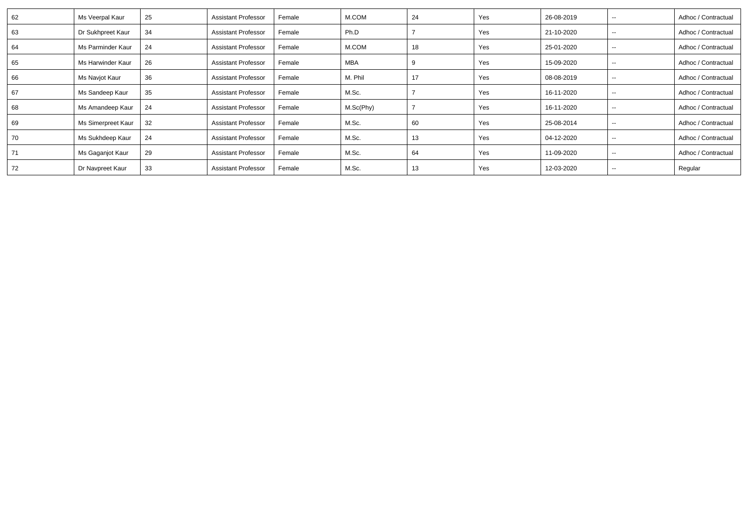| | | | | | | | | | | |
|---|---|---|---|---|---|---|---|---|---|---|
| 62 | Ms Veerpal Kaur | 25 | Assistant Professor | Female | M.COM | 24 | Yes | 26-08-2019 | -- | Adhoc / Contractual |
| 63 | Dr Sukhpreet Kaur | 34 | Assistant Professor | Female | Ph.D | 7 | Yes | 21-10-2020 | -- | Adhoc / Contractual |
| 64 | Ms Parminder Kaur | 24 | Assistant Professor | Female | M.COM | 18 | Yes | 25-01-2020 | -- | Adhoc / Contractual |
| 65 | Ms Harwinder Kaur | 26 | Assistant Professor | Female | MBA | 9 | Yes | 15-09-2020 | -- | Adhoc / Contractual |
| 66 | Ms Navjot Kaur | 36 | Assistant Professor | Female | M. Phil | 17 | Yes | 08-08-2019 | -- | Adhoc / Contractual |
| 67 | Ms Sandeep Kaur | 35 | Assistant Professor | Female | M.Sc. | 7 | Yes | 16-11-2020 | -- | Adhoc / Contractual |
| 68 | Ms Amandeep Kaur | 24 | Assistant Professor | Female | M.Sc(Phy) | 7 | Yes | 16-11-2020 | -- | Adhoc / Contractual |
| 69 | Ms Simerpreet Kaur | 32 | Assistant Professor | Female | M.Sc. | 60 | Yes | 25-08-2014 | -- | Adhoc / Contractual |
| 70 | Ms Sukhdeep Kaur | 24 | Assistant Professor | Female | M.Sc. | 13 | Yes | 04-12-2020 | -- | Adhoc / Contractual |
| 71 | Ms Gaganjot Kaur | 29 | Assistant Professor | Female | M.Sc. | 64 | Yes | 11-09-2020 | -- | Adhoc / Contractual |
| 72 | Dr Navpreet Kaur | 33 | Assistant Professor | Female | M.Sc. | 13 | Yes | 12-03-2020 | -- | Regular |